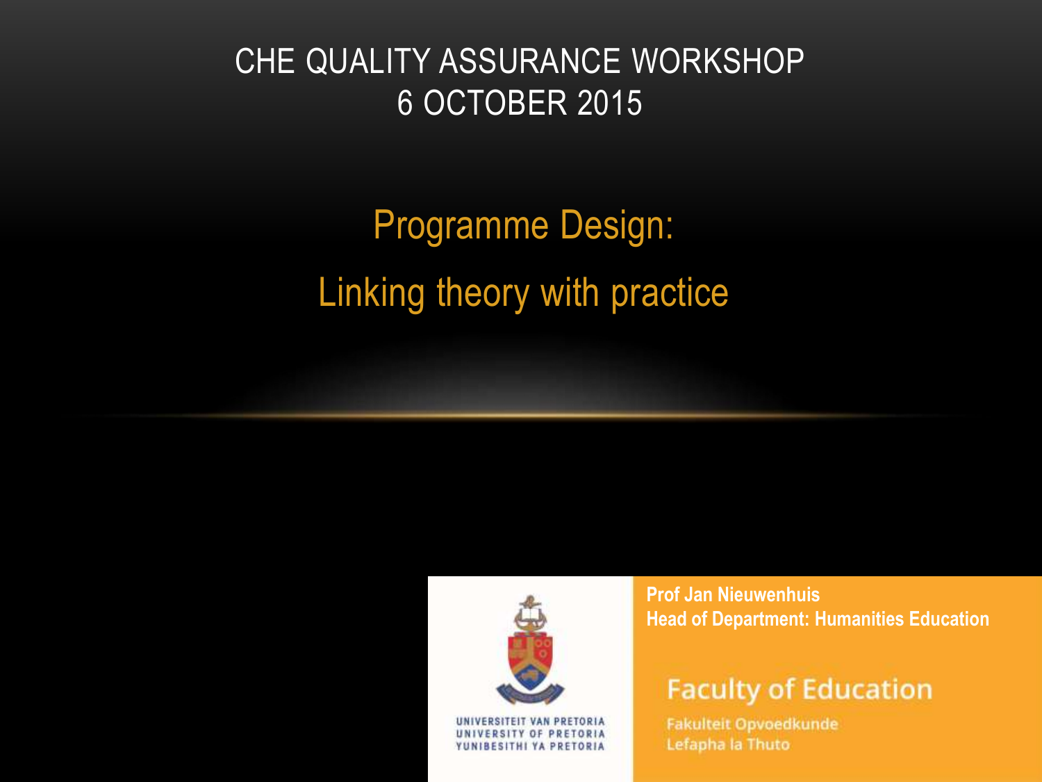# CHE QUALITY ASSURANCE WORKSHOP
# 6 OCTOBER 2015

## Programme Design:
## Linking theory with practice

UNIVERSITEIT VAN PRETORIA
UNIVERSITY OF PRETORIA
YUNIBESITHI YA PRETORIA

**Prof Jan Nieuwenhuis**
**Head of Department: Humanities Education**

Faculty of Education
Fakulteit Opvoedkunde
Lefapha la Thuto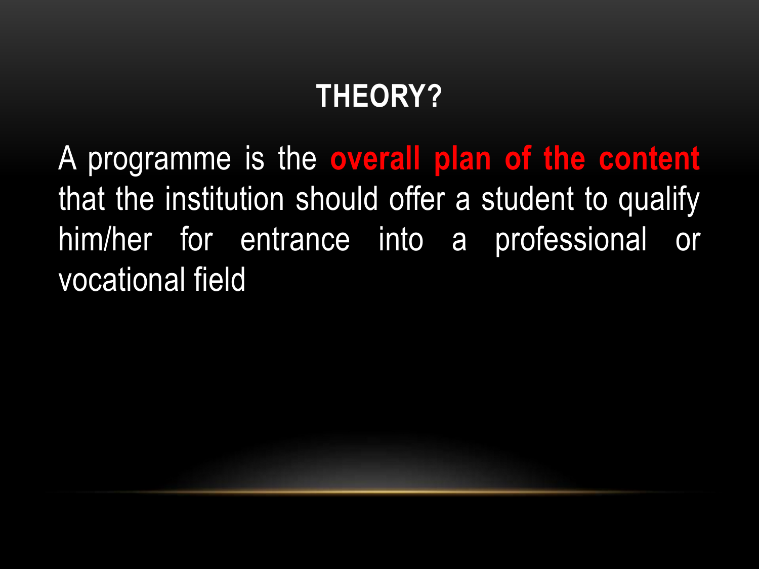## THEORY?

A programme is the **overall plan of the content** that the institution should offer a student to qualify him/her for entrance into a professional or vocational field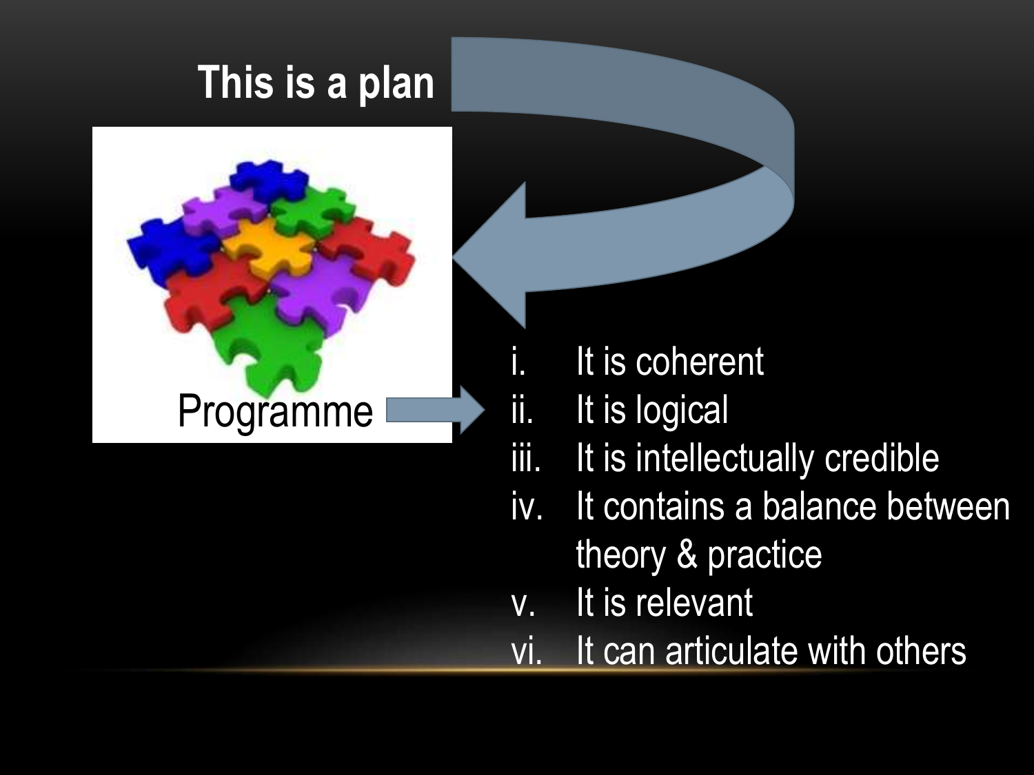## This is a plan

Programme

i. It is coherent
ii. It is logical
iii. It is intellectually credible
iv. It contains a balance between theory & practice
v. It is relevant
vi. It can articulate with others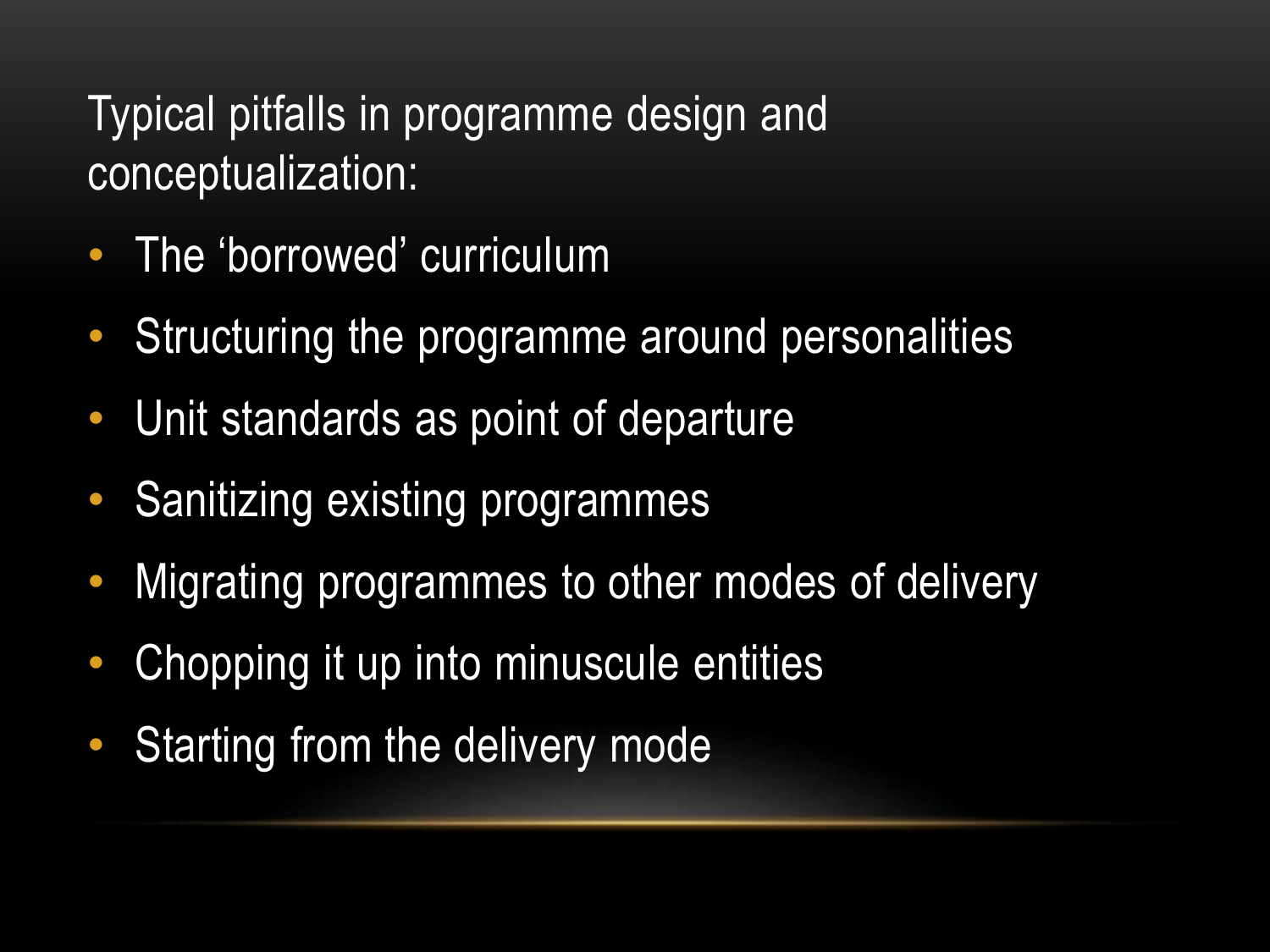Typical pitfalls in programme design and conceptualization:

- The ‘borrowed’ curriculum
- Structuring the programme around personalities
- Unit standards as point of departure
- Sanitizing existing programmes
- Migrating programmes to other modes of delivery
- Chopping it up into minuscule entities
- Starting from the delivery mode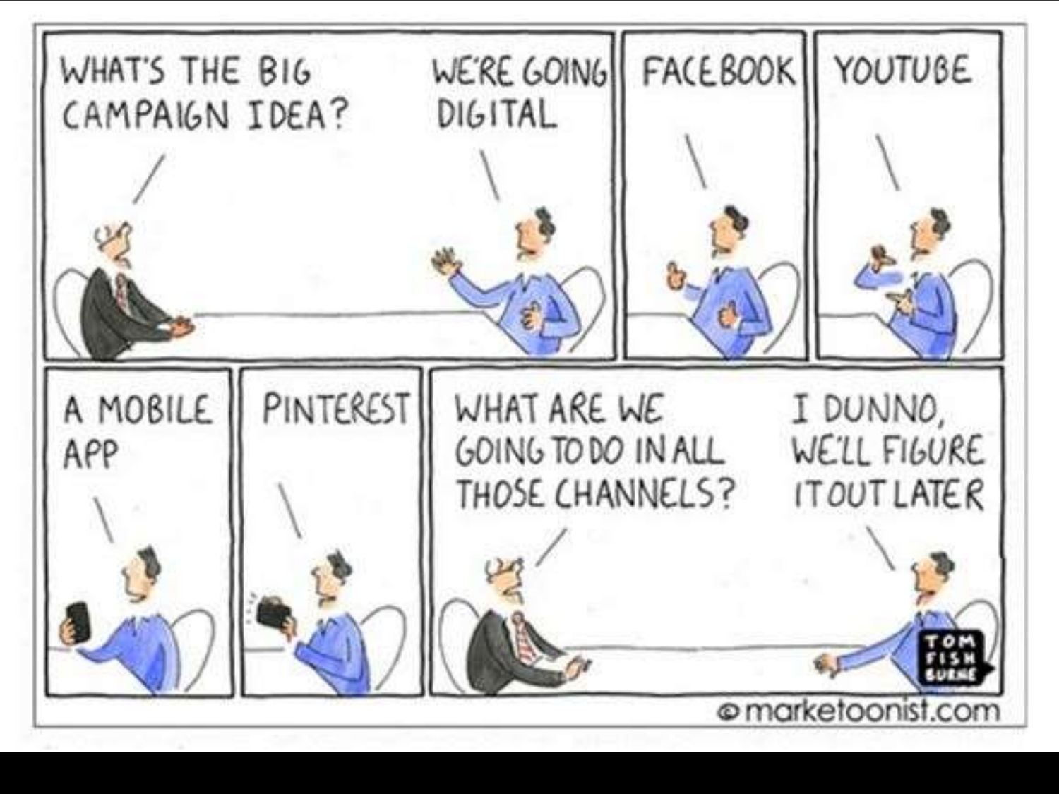WHAT'S THE BIG CAMPAIGN IDEA?

WE'RE GOING DIGITAL

FACEBOOK

YOUTUBE

A MOBILE APP

PINTEREST

WHAT ARE WE GOING TO DO IN ALL THOSE CHANNELS?

I DUNNO, WE'LL FIGURE IT OUT LATER

TOM FISHBURNE

© marketoonist.com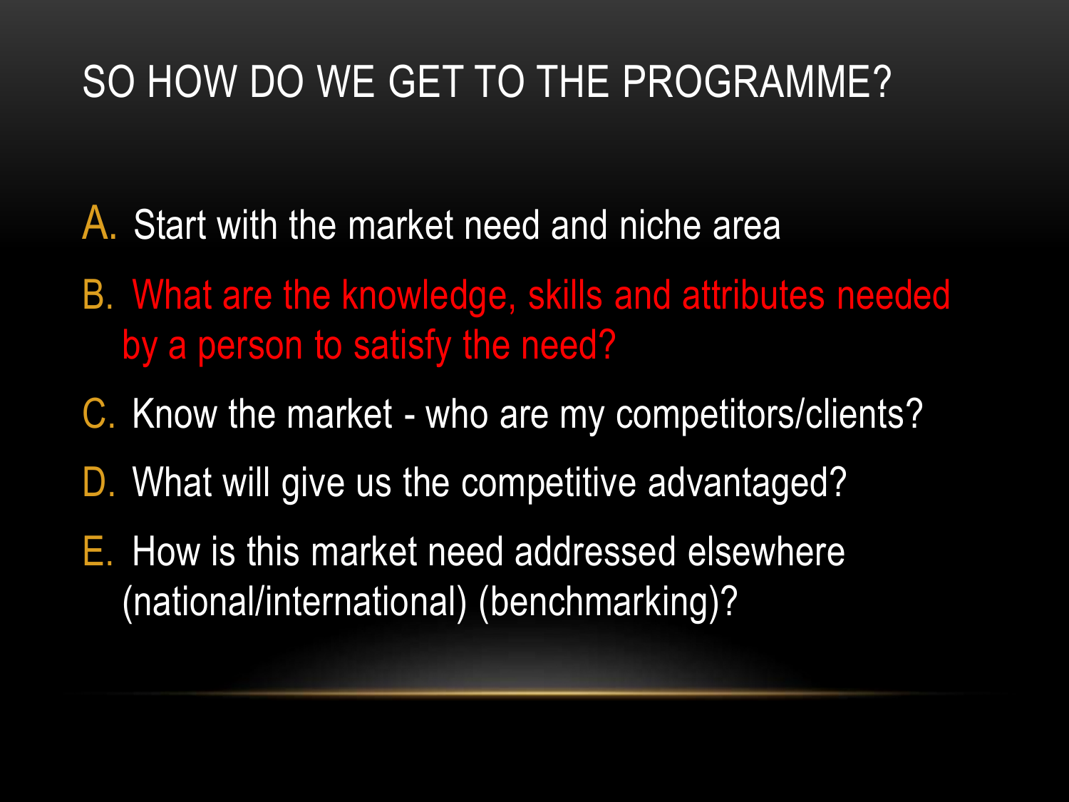# SO HOW DO WE GET TO THE PROGRAMME?

A. Start with the market need and niche area
B. What are the knowledge, skills and attributes needed by a person to satisfy the need?
C. Know the market - who are my competitors/clients?
D. What will give us the competitive advantaged?
E. How is this market need addressed elsewhere (national/international) (benchmarking)?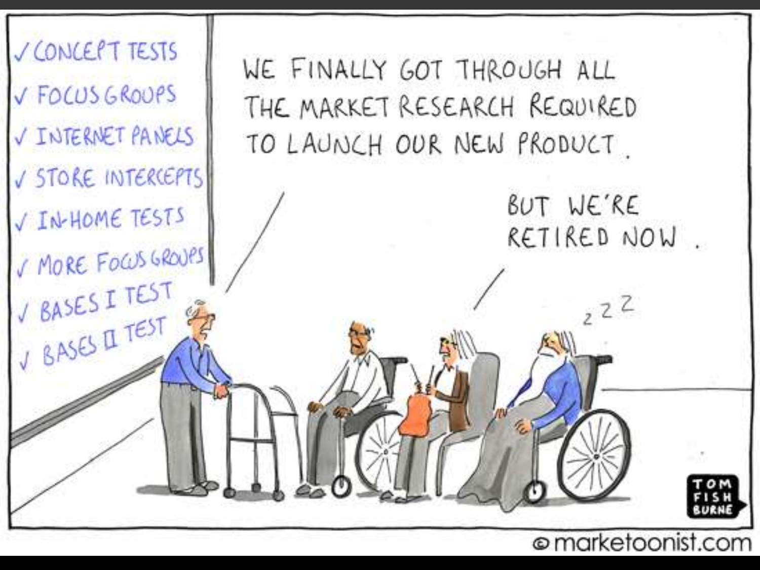✓ CONCEPT TESTS
✓ FOCUS GROUPS
✓ INTERNET PANELS
✓ STORE INTERCEPTS
✓ IN-HOME TESTS
✓ MORE FOCUS GROUPS
✓ BASES I TEST
✓ BASES II TEST

WE FINALLY GOT THROUGH ALL THE MARKET RESEARCH REQUIRED TO LAUNCH OUR NEW PRODUCT.

BUT WE'RE RETIRED NOW.

Z Z Z

TOM FISH BURNE

© marketoonist.com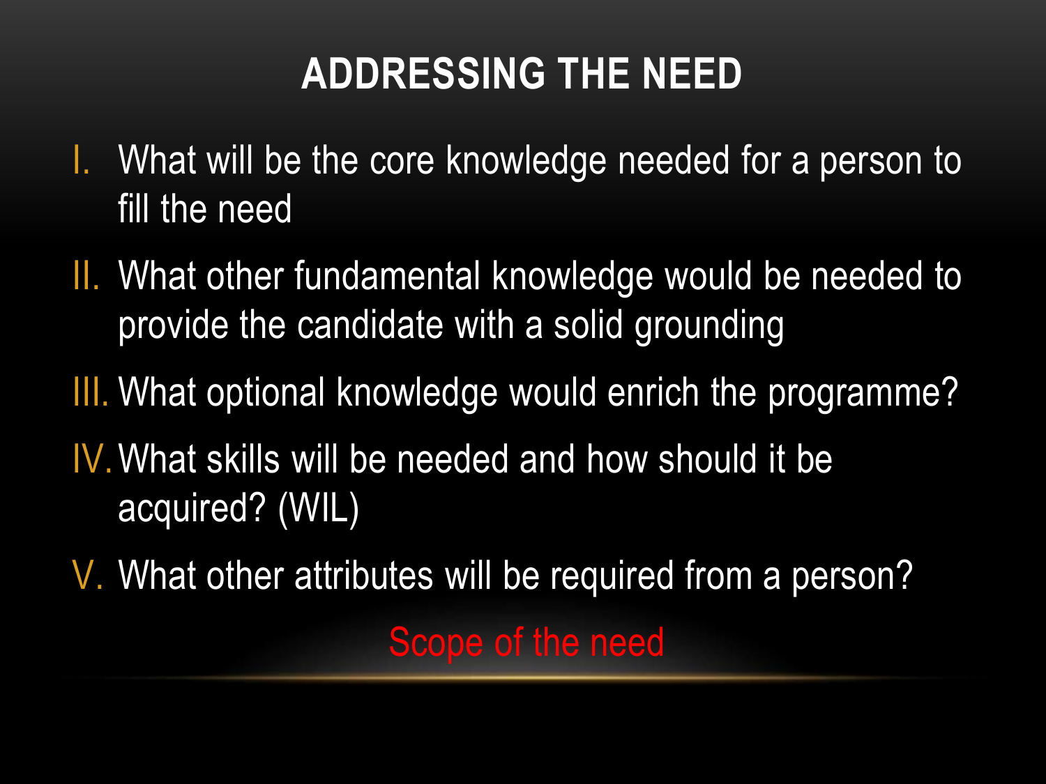# ADDRESSING THE NEED

I. What will be the core knowledge needed for a person to fill the need
II. What other fundamental knowledge would be needed to provide the candidate with a solid grounding
III. What optional knowledge would enrich the programme?
IV. What skills will be needed and how should it be acquired? (WIL)
V. What other attributes will be required from a person?

Scope of the need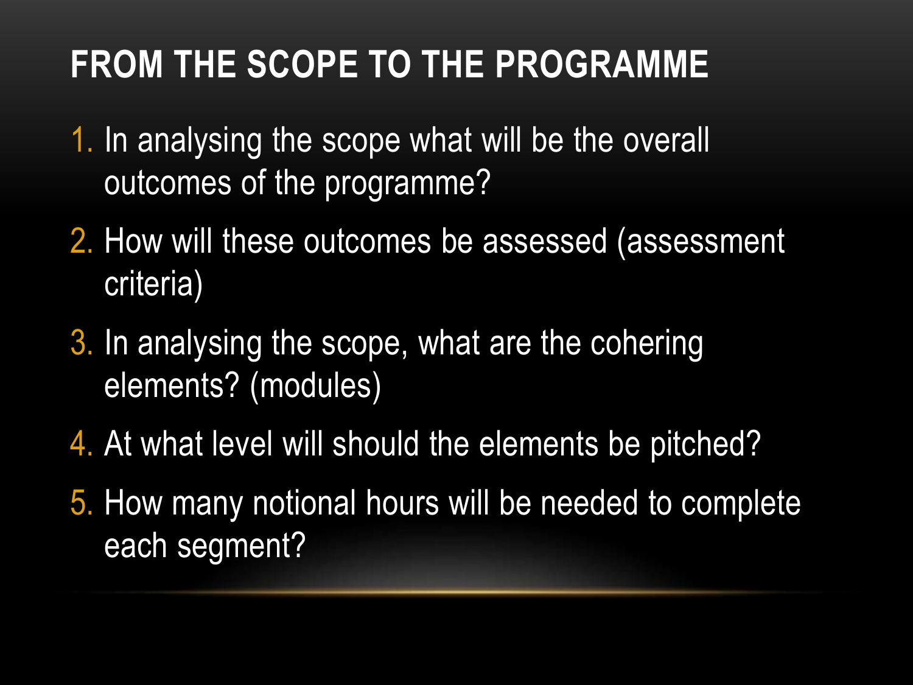# FROM THE SCOPE TO THE PROGRAMME

1. In analysing the scope what will be the overall outcomes of the programme?
2. How will these outcomes be assessed (assessment criteria)
3. In analysing the scope, what are the cohering elements? (modules)
4. At what level will should the elements be pitched?
5. How many notional hours will be needed to complete each segment?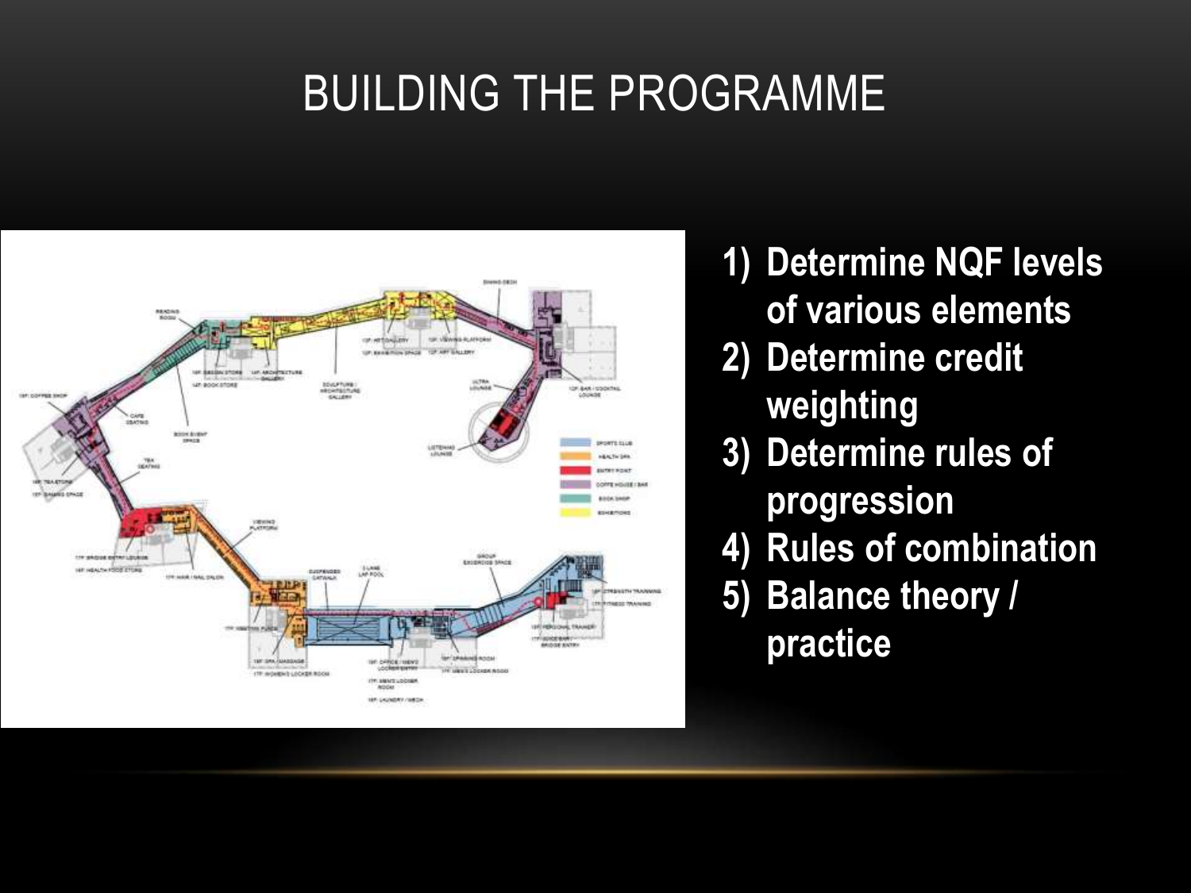# BUILDING THE PROGRAMME

1) Determine NQF levels of various elements
2) Determine credit weighting
3) Determine rules of progression
4) Rules of combination
5) Balance theory / practice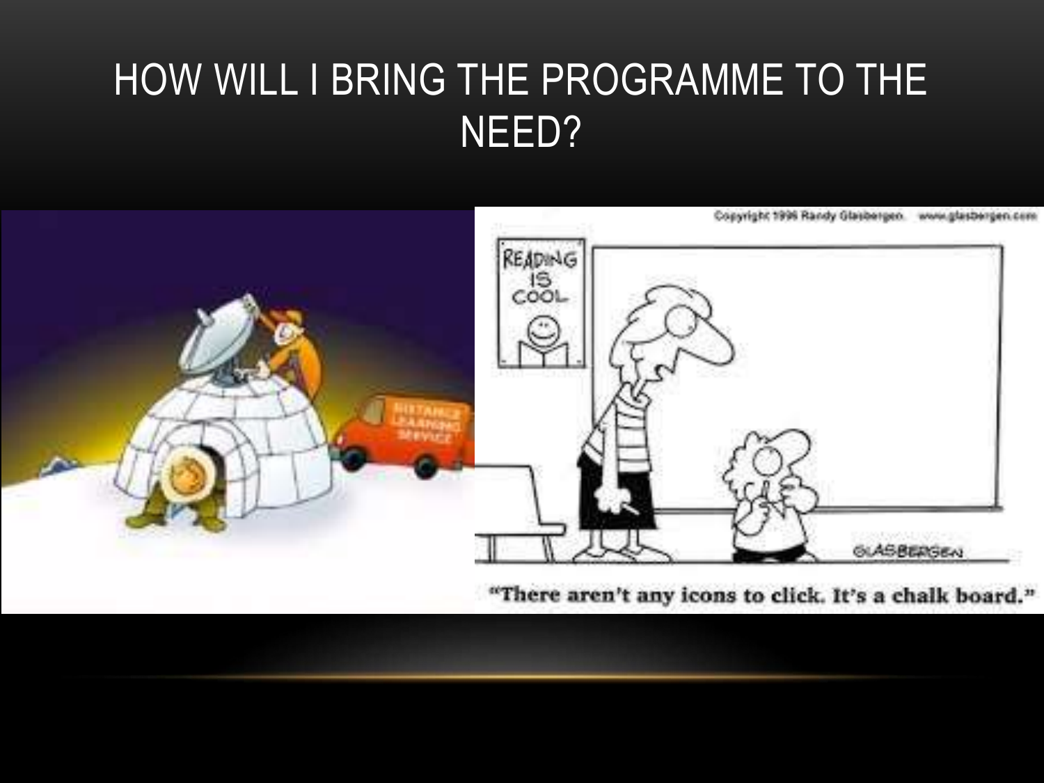# HOW WILL I BRING THE PROGRAMME TO THE NEED?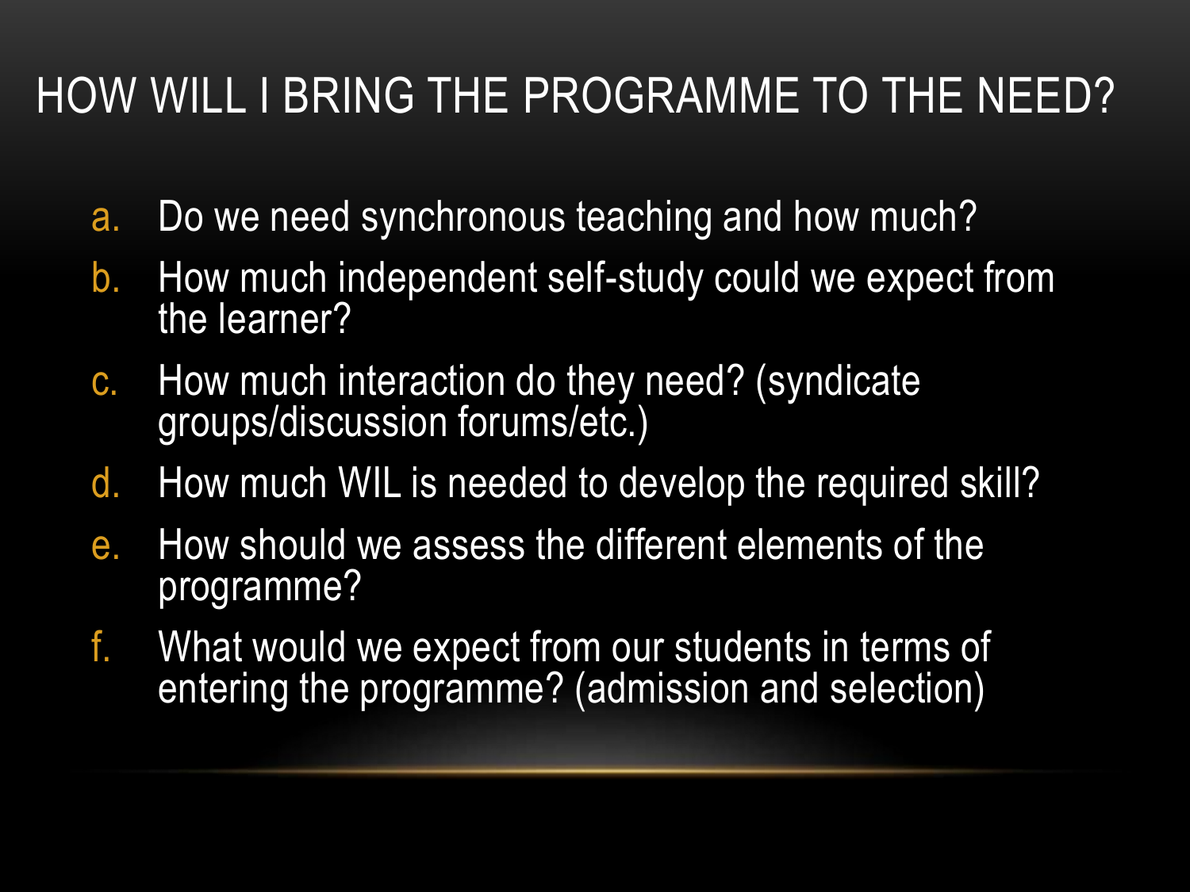# HOW WILL I BRING THE PROGRAMME TO THE NEED?

a. Do we need synchronous teaching and how much?
b. How much independent self-study could we expect from the learner?
c. How much interaction do they need? (syndicate groups/discussion forums/etc.)
d. How much WIL is needed to develop the required skill?
e. How should we assess the different elements of the programme?
f. What would we expect from our students in terms of entering the programme? (admission and selection)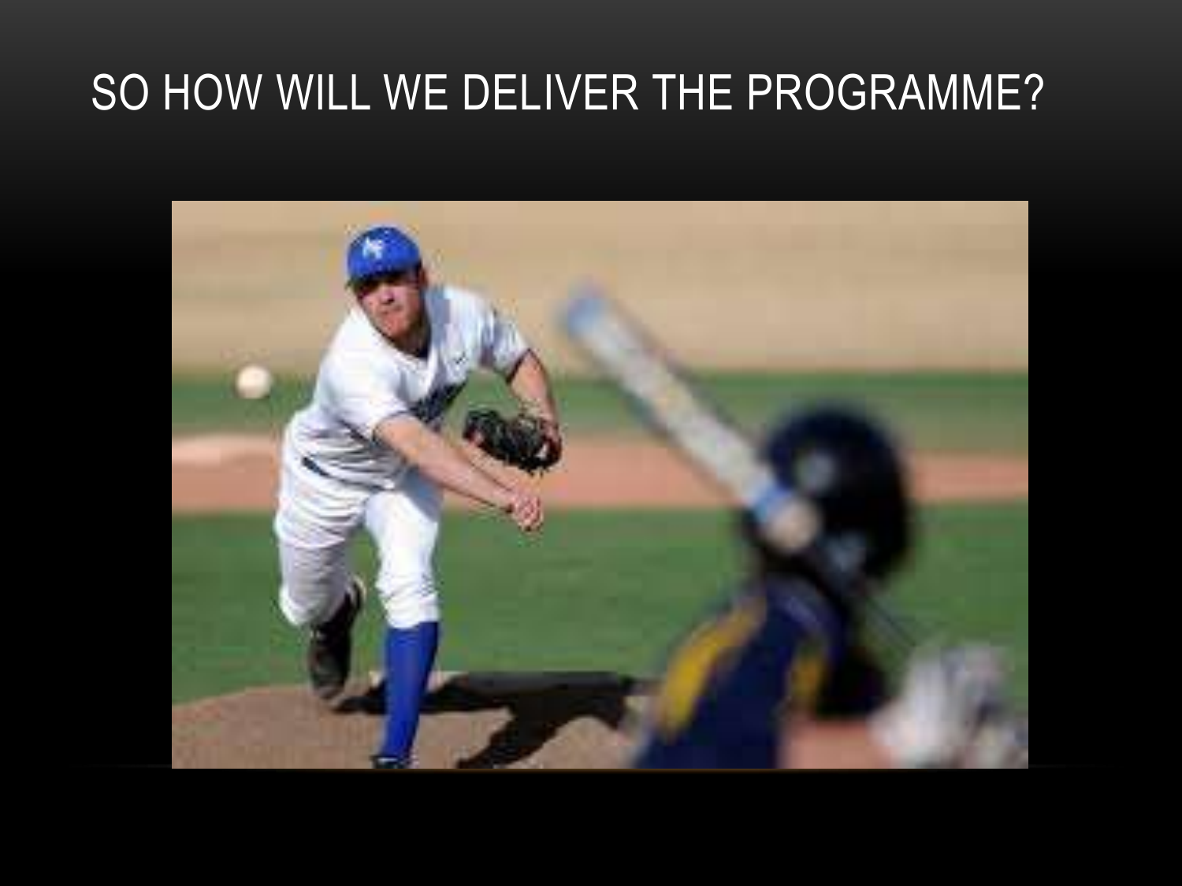# SO HOW WILL WE DELIVER THE PROGRAMME?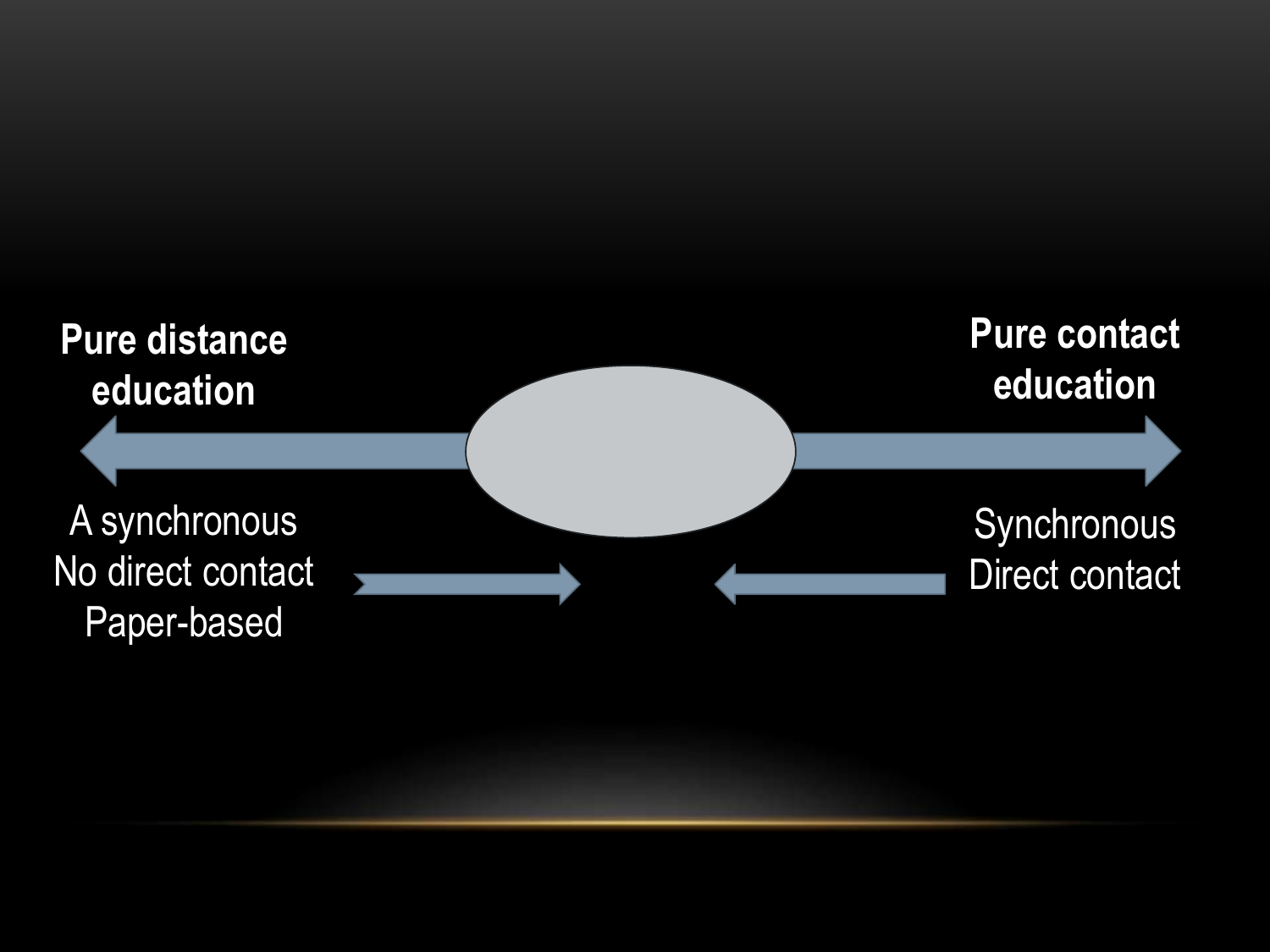**Pure distance education**

A synchronous
No direct contact
Paper-based

**Pure contact education**

Synchronous
Direct contact